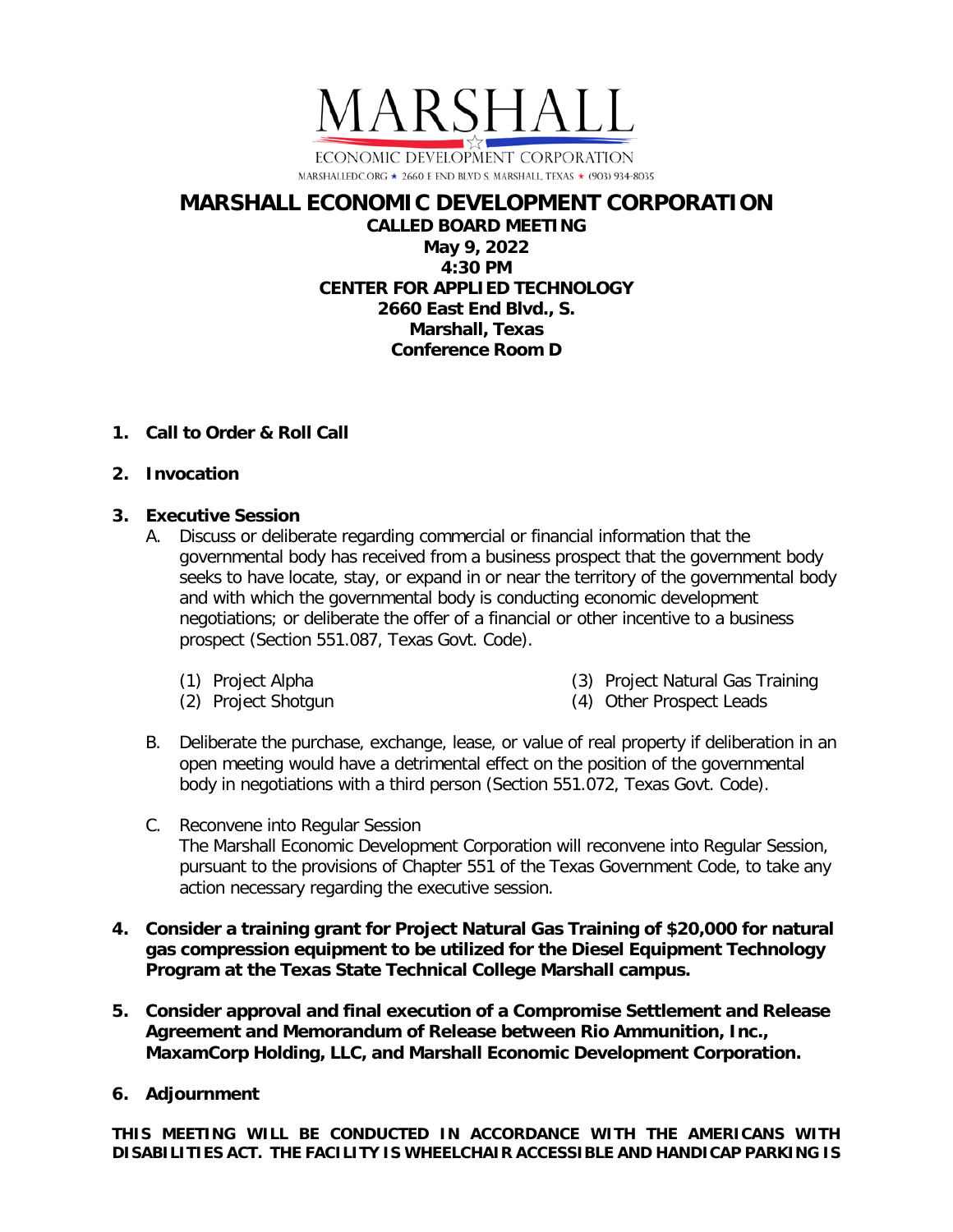MARSHALL

ECONOMIC DEVELOPMENT CORPORATION

MARSHALLEDC.ORG ★ 2660 E END BLVD S. MARSHALL, TEXAS ★ (903) 934-8035

# MARSHALL ECONOMIC DEVELOPMENT CORPORATION

**CALLED BOARD MEETING**
**May 9, 2022**
**4:30 PM**
**CENTER FOR APPLIED TECHNOLOGY**
**2660 East End Blvd., S.**
**Marshall, Texas**
**Conference Room D**

1. **Call to Order & Roll Call**

2. **Invocation**

3. **Executive Session**

   A. Discuss or deliberate regarding commercial or financial information that the governmental body has received from a business prospect that the government body seeks to have locate, stay, or expand in or near the territory of the governmental body and with which the governmental body is conducting economic development negotiations; or deliberate the offer of a financial or other incentive to a business prospect (Section 551.087, Texas Govt. Code).

      (1) Project Alpha
      (2) Project Shotgun
      (3) Project Natural Gas Training
      (4) Other Prospect Leads

   B. Deliberate the purchase, exchange, lease, or value of real property if deliberation in an open meeting would have a detrimental effect on the position of the governmental body in negotiations with a third person (Section 551.072, Texas Govt. Code).

   C. Reconvene into Regular Session
   The Marshall Economic Development Corporation will reconvene into Regular Session, pursuant to the provisions of Chapter 551 of the Texas Government Code, to take any action necessary regarding the executive session.

4. **Consider a training grant for Project Natural Gas Training of $20,000 for natural gas compression equipment to be utilized for the Diesel Equipment Technology Program at the Texas State Technical College Marshall campus.**

5. **Consider approval and final execution of a Compromise Settlement and Release Agreement and Memorandum of Release between Rio Ammunition, Inc., MaxamCorp Holding, LLC, and Marshall Economic Development Corporation.**

6. **Adjournment**

**THIS MEETING WILL BE CONDUCTED IN ACCORDANCE WITH THE AMERICANS WITH DISABILITIES ACT. THE FACILITY IS WHEELCHAIR ACCESSIBLE AND HANDICAP PARKING IS**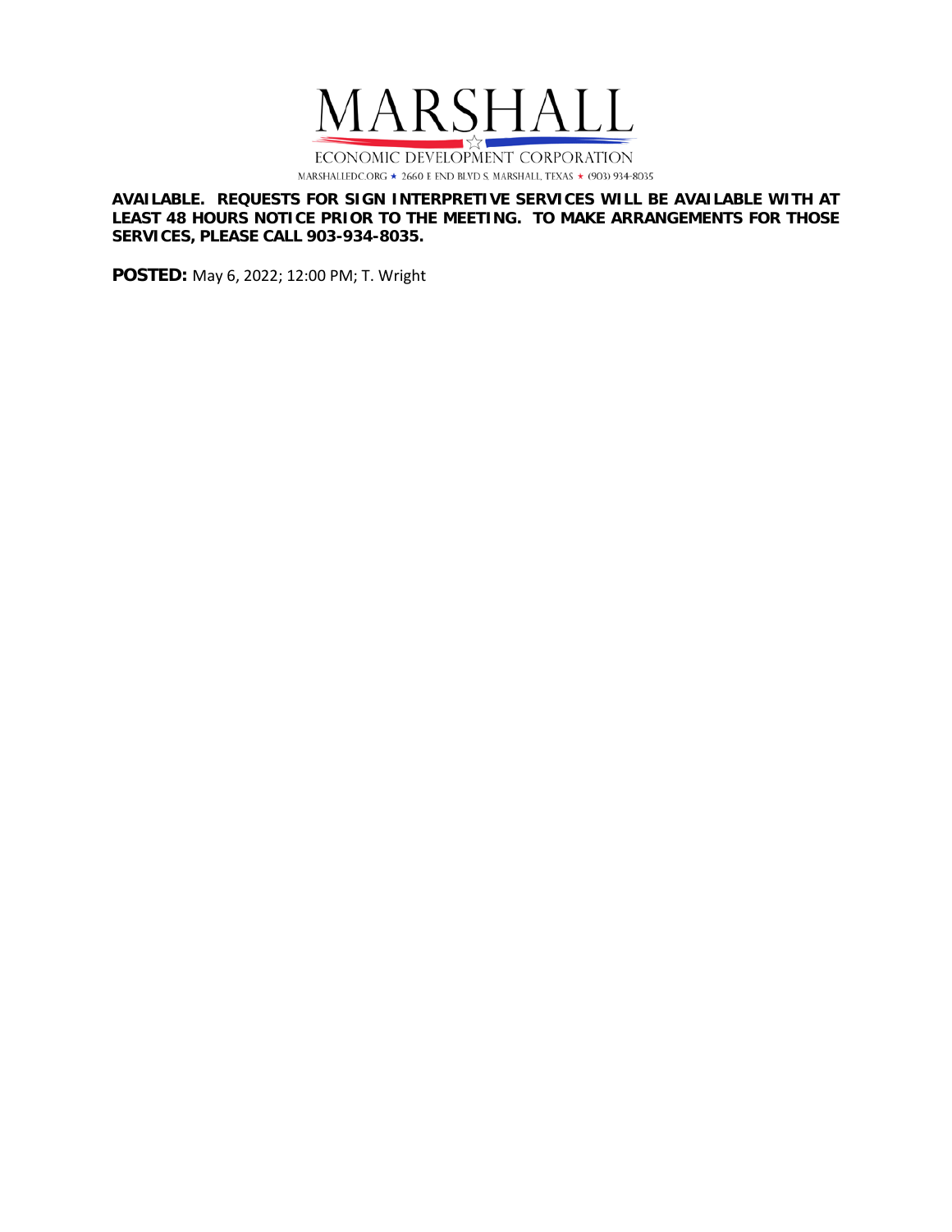**AVAILABLE. REQUESTS FOR SIGN INTERPRETIVE SERVICES WILL BE AVAILABLE WITH AT LEAST 48 HOURS NOTICE PRIOR TO THE MEETING. TO MAKE ARRANGEMENTS FOR THOSE SERVICES, PLEASE CALL 903-934-8035.**

**POSTED:** May 6, 2022; 12:00 PM; T. Wright